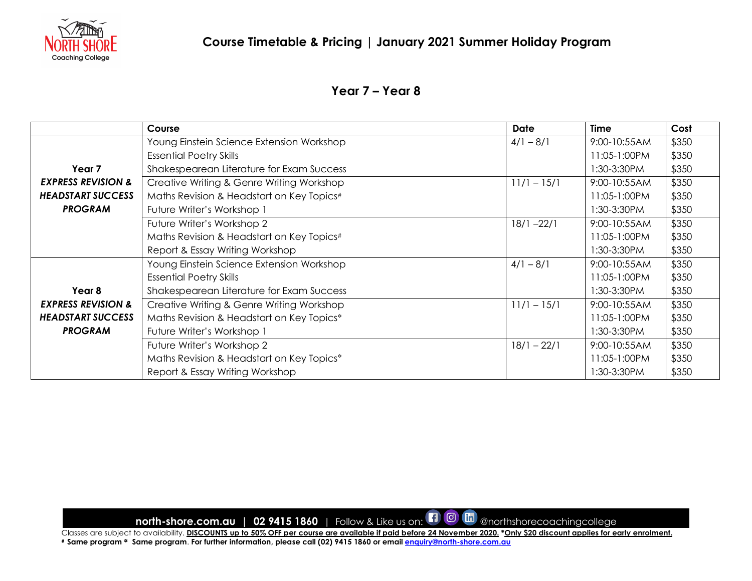# Course Timetable & Pricing | January 2021 Summer Holiday Program

## Year 7 – Year 8

| | Course | Date | Time | Cost |
|---|---|---|---|---|
| **Year 7** ***EXPRESS REVISION & HEADSTART SUCCESS PROGRAM*** | Young Einstein Science Extension Workshop | 4/1 – 8/1 | 9:00-10:55AM | $350 |
| | Essential Poetry Skills | | 11:05-1:00PM | $350 |
| | Shakespearean Literature for Exam Success | | 1:30-3:30PM | $350 |
| | Creative Writing & Genre Writing Workshop | 11/1 – 15/1 | 9:00-10:55AM | $350 |
| | Maths Revision & Headstart on Key Topics# | | 11:05-1:00PM | $350 |
| | Future Writer's Workshop 1 | | 1:30-3:30PM | $350 |
| | Future Writer's Workshop 2 | 18/1 –22/1 | 9:00-10:55AM | $350 |
| | Maths Revision & Headstart on Key Topics# | | 11:05-1:00PM | $350 |
| | Report & Essay Writing Workshop | | 1:30-3:30PM | $350 |
| **Year 8** ***EXPRESS REVISION & HEADSTART SUCCESS PROGRAM*** | Young Einstein Science Extension Workshop | 4/1 – 8/1 | 9:00-10:55AM | $350 |
| | Essential Poetry Skills | | 11:05-1:00PM | $350 |
| | Shakespearean Literature for Exam Success | | 1:30-3:30PM | $350 |
| | Creative Writing & Genre Writing Workshop | 11/1 – 15/1 | 9:00-10:55AM | $350 |
| | Maths Revision & Headstart on Key Topics* | | 11:05-1:00PM | $350 |
| | Future Writer's Workshop 1 | | 1:30-3:30PM | $350 |
| | Future Writer's Workshop 2 | 18/1 – 22/1 | 9:00-10:55AM | $350 |
| | Maths Revision & Headstart on Key Topics* | | 11:05-1:00PM | $350 |
| | Report & Essay Writing Workshop | | 1:30-3:30PM | $350 |

**north-shore.com.au** | **02 9415 1860** | Follow & Like us on: @northshorecoachingcollege

Classes are subject to availability. **DISCOUNTS up to 50% OFF per course are available if paid before 24 November 2020. *Only $20 discount applies for early enrolment.**

**# Same program * Same program. For further information, please call (02) 9415 1860 or email enquiry@north-shore.com.au**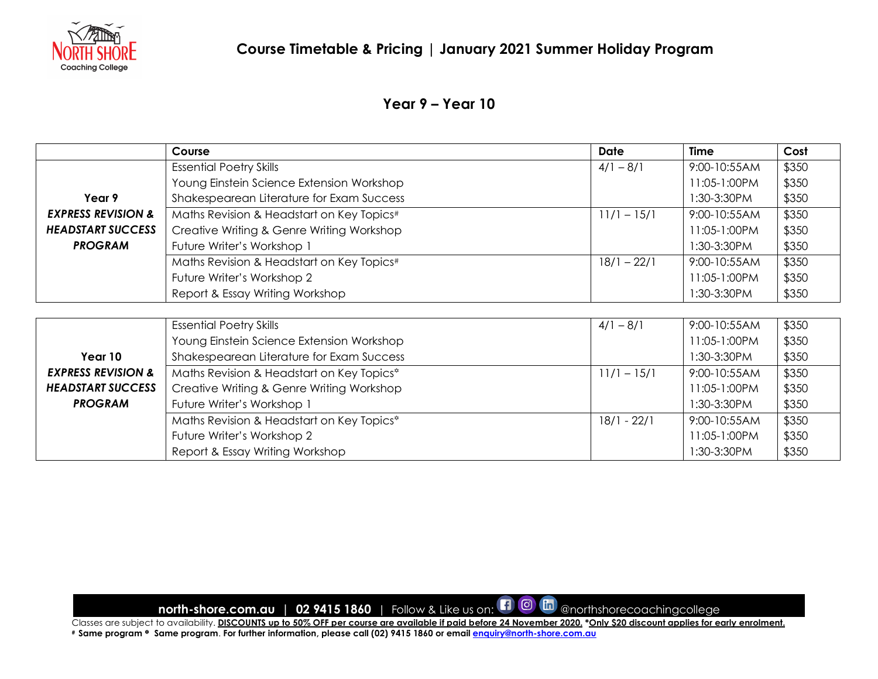# Course Timetable & Pricing | January 2021 Summer Holiday Program

## Year 9 – Year 10

| | Course | Date | Time | Cost |
|---|---|---|---|---|
| **Year 9** ***EXPRESS REVISION & HEADSTART SUCCESS PROGRAM*** | Essential Poetry Skills | 4/1 – 8/1 | 9:00-10:55AM | $350 |
| | Young Einstein Science Extension Workshop | | 11:05-1:00PM | $350 |
| | Shakespearean Literature for Exam Success | | 1:30-3:30PM | $350 |
| | Maths Revision & Headstart on Key Topics# | 11/1 – 15/1 | 9:00-10:55AM | $350 |
| | Creative Writing & Genre Writing Workshop | | 11:05-1:00PM | $350 |
| | Future Writer's Workshop 1 | | 1:30-3:30PM | $350 |
| | Maths Revision & Headstart on Key Topics# | 18/1 – 22/1 | 9:00-10:55AM | $350 |
| | Future Writer's Workshop 2 | | 11:05-1:00PM | $350 |
| | Report & Essay Writing Workshop | | 1:30-3:30PM | $350 |

| | Course | Date | Time | Cost |
|---|---|---|---|---|
| **Year 10** ***EXPRESS REVISION & HEADSTART SUCCESS PROGRAM*** | Essential Poetry Skills | 4/1 – 8/1 | 9:00-10:55AM | $350 |
| | Young Einstein Science Extension Workshop | | 11:05-1:00PM | $350 |
| | Shakespearean Literature for Exam Success | | 1:30-3:30PM | $350 |
| | Maths Revision & Headstart on Key Topics* | 11/1 – 15/1 | 9:00-10:55AM | $350 |
| | Creative Writing & Genre Writing Workshop | | 11:05-1:00PM | $350 |
| | Future Writer's Workshop 1 | | 1:30-3:30PM | $350 |
| | Maths Revision & Headstart on Key Topics* | 18/1 - 22/1 | 9:00-10:55AM | $350 |
| | Future Writer's Workshop 2 | | 11:05-1:00PM | $350 |
| | Report & Essay Writing Workshop | | 1:30-3:30PM | $350 |

**north-shore.com.au** | **02 9415 1860** | Follow & Like us on: @northshorecoachingcollege

Classes are subject to availability. **DISCOUNTS up to 50% OFF per course are available if paid before 24 November 2020.** ***Only $20 discount applies for early enrolment.**

**# Same program * Same program**. **For further information, please call (02) 9415 1860 or email enquiry@north-shore.com.au**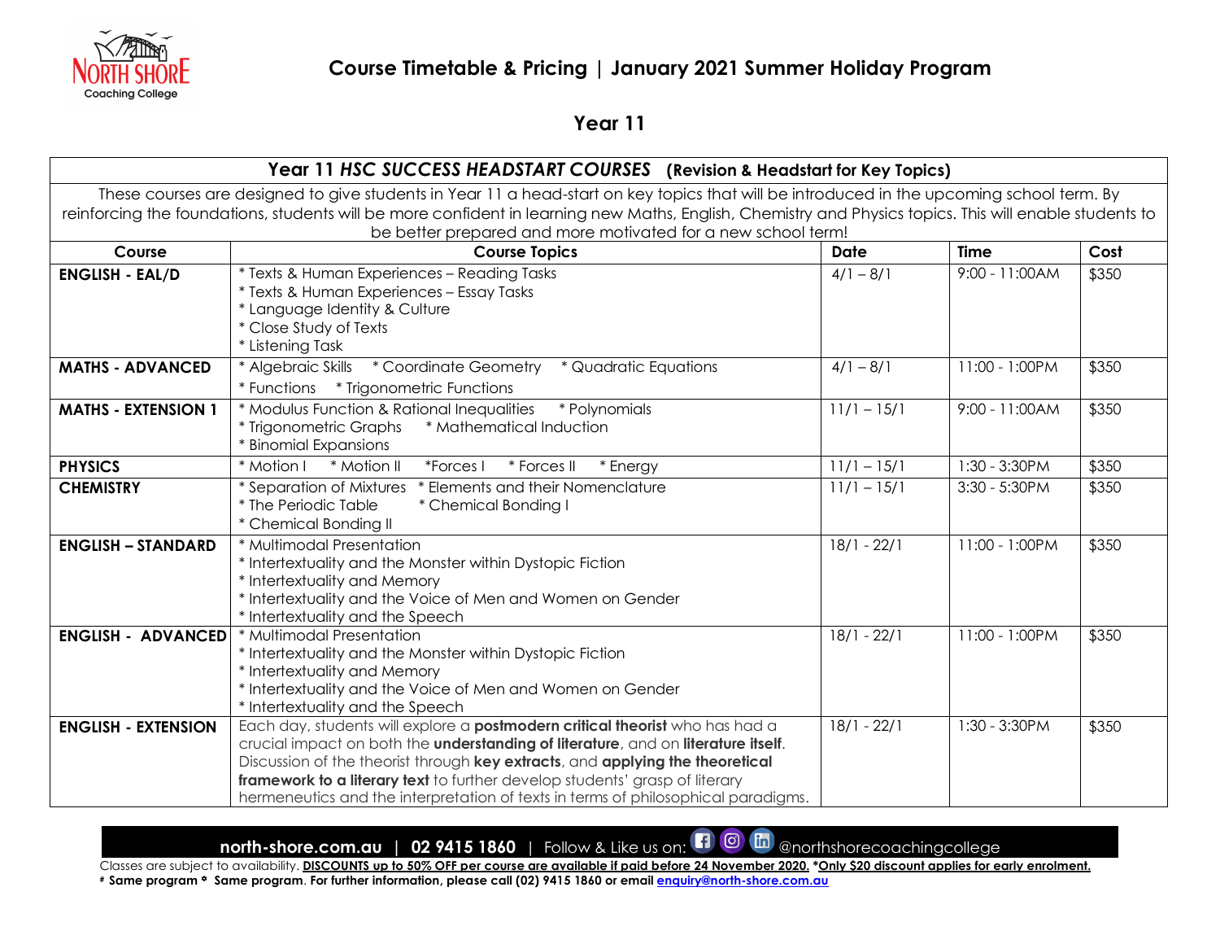# Course Timetable & Pricing | January 2021 Summer Holiday Program

## Year 11

| **Year 11 *HSC SUCCESS HEADSTART COURSES* (Revision & Headstart for Key Topics)** | | | | |
|---|---|---|---|---|
| These courses are designed to give students in Year 11 a head-start on key topics that will be introduced in the upcoming school term. By reinforcing the foundations, students will be more confident in learning new Maths, English, Chemistry and Physics topics. This will enable students to be better prepared and more motivated for a new school term! | | | | |
| **Course** | **Course Topics** | **Date** | **Time** | **Cost** |
| **ENGLISH - EAL/D** | * Texts & Human Experiences – Reading Tasks<br>* Texts & Human Experiences – Essay Tasks<br>* Language Identity & Culture<br>* Close Study of Texts<br>* Listening Task | 4/1 – 8/1 | 9:00 - 11:00AM | $350 |
| **MATHS - ADVANCED** | * Algebraic Skills * Coordinate Geometry * Quadratic Equations<br>* Functions * Trigonometric Functions | 4/1 – 8/1 | 11:00 - 1:00PM | $350 |
| **MATHS - EXTENSION 1** | * Modulus Function & Rational Inequalities * Polynomials<br>* Trigonometric Graphs * Mathematical Induction<br>* Binomial Expansions | 11/1 – 15/1 | 9:00 - 11:00AM | $350 |
| **PHYSICS** | * Motion I * Motion II *Forces I * Forces II * Energy | 11/1 – 15/1 | 1:30 - 3:30PM | $350 |
| **CHEMISTRY** | * Separation of Mixtures * Elements and their Nomenclature<br>* The Periodic Table * Chemical Bonding I<br>* Chemical Bonding II | 11/1 – 15/1 | 3:30 - 5:30PM | $350 |
| **ENGLISH – STANDARD** | * Multimodal Presentation<br>* Intertextuality and the Monster within Dystopic Fiction<br>* Intertextuality and Memory<br>* Intertextuality and the Voice of Men and Women on Gender<br>* Intertextuality and the Speech | 18/1 - 22/1 | 11:00 - 1:00PM | $350 |
| **ENGLISH - ADVANCED** | * Multimodal Presentation<br>* Intertextuality and the Monster within Dystopic Fiction<br>* Intertextuality and Memory<br>* Intertextuality and the Voice of Men and Women on Gender<br>* Intertextuality and the Speech | 18/1 - 22/1 | 11:00 - 1:00PM | $350 |
| **ENGLISH - EXTENSION** | Each day, students will explore a **postmodern critical theorist** who has had a crucial impact on both the **understanding of literature**, and on **literature itself**. Discussion of the theorist through **key extracts**, and **applying the theoretical framework to a literary text** to further develop students' grasp of literary hermeneutics and the interpretation of texts in terms of philosophical paradigms. | 18/1 - 22/1 | 1:30 - 3:30PM | $350 |

**north-shore.com.au** | **02 9415 1860** | Follow & Like us on: @northshorecoachingcollege

Classes are subject to availability. **DISCOUNTS up to 50% OFF per course are available if paid before 24 November 2020. *Only $20 discount applies for early enrolment.**

**# Same program * Same program**. **For further information, please call (02) 9415 1860 or email enquiry@north-shore.com.au**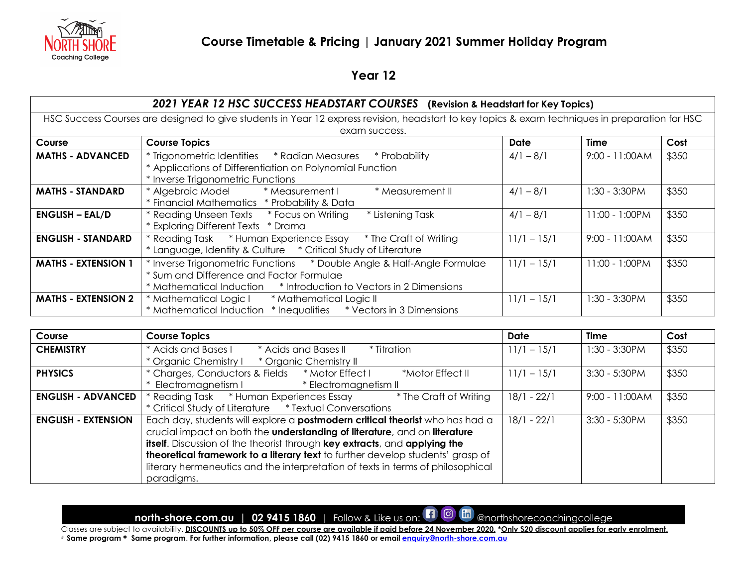North Shore Coaching College

# Course Timetable & Pricing | January 2021 Summer Holiday Program

## Year 12

| ***2021 YEAR 12 HSC SUCCESS HEADSTART COURSES*** **(Revision & Headstart for Key Topics)** | | | | |
|---|---|---|---|---|
| HSC Success Courses are designed to give students in Year 12 express revision, headstart to key topics & exam techniques in preparation for HSC exam success. | | | | |
| **Course** | **Course Topics** | **Date** | **Time** | **Cost** |
| **MATHS - ADVANCED** | * Trigonometric Identities * Radian Measures * Probability<br>* Applications of Differentiation on Polynomial Function<br>* Inverse Trigonometric Functions | 4/1 – 8/1 | 9:00 - 11:00AM | $350 |
| **MATHS - STANDARD** | * Algebraic Model * Measurement I * Measurement II<br>* Financial Mathematics * Probability & Data | 4/1 – 8/1 | 1:30 - 3:30PM | $350 |
| **ENGLISH – EAL/D** | * Reading Unseen Texts * Focus on Writing * Listening Task<br>* Exploring Different Texts * Drama | 4/1 – 8/1 | 11:00 - 1:00PM | $350 |
| **ENGLISH - STANDARD** | * Reading Task * Human Experience Essay * The Craft of Writing<br>* Language, Identity & Culture * Critical Study of Literature | 11/1 – 15/1 | 9:00 - 11:00AM | $350 |
| **MATHS - EXTENSION 1** | * Inverse Trigonometric Functions * Double Angle & Half-Angle Formulae<br>* Sum and Difference and Factor Formulae<br>* Mathematical Induction * Introduction to Vectors in 2 Dimensions | 11/1 – 15/1 | 11:00 - 1:00PM | $350 |
| **MATHS - EXTENSION 2** | * Mathematical Logic I * Mathematical Logic II<br>* Mathematical Induction * Inequalities * Vectors in 3 Dimensions | 11/1 – 15/1 | 1:30 - 3:30PM | $350 |

| **Course** | **Course Topics** | **Date** | **Time** | **Cost** |
|---|---|---|---|---|
| **CHEMISTRY** | * Acids and Bases I * Acids and Bases II * Titration<br>* Organic Chemistry I * Organic Chemistry II | 11/1 – 15/1 | 1:30 - 3:30PM | $350 |
| **PHYSICS** | * Charges, Conductors & Fields * Motor Effect I *Motor Effect II<br>* Electromagnetism I * Electromagnetism II | 11/1 – 15/1 | 3:30 - 5:30PM | $350 |
| **ENGLISH - ADVANCED** | * Reading Task * Human Experiences Essay * The Craft of Writing<br>* Critical Study of Literature * Textual Conversations | 18/1 - 22/1 | 9:00 - 11:00AM | $350 |
| **ENGLISH - EXTENSION** | Each day, students will explore a **postmodern critical theorist** who has had a crucial impact on both the **understanding of literature**, and on **literature itself**. Discussion of the theorist through **key extracts**, and **applying the theoretical framework to a literary text** to further develop students' grasp of literary hermeneutics and the interpretation of texts in terms of philosophical paradigms. | 18/1 - 22/1 | 3:30 - 5:30PM | $350 |

**north-shore.com.au** | **02 9415 1860** | Follow & Like us on: @northshorecoachingcollege

Classes are subject to availability. **DISCOUNTS up to 50% OFF per course are available if paid before 24 November 2020.** ***Only $20 discount applies for early enrolment.**

**# Same program * Same program**. **For further information, please call (02) 9415 1860 or email enquiry@north-shore.com.au**